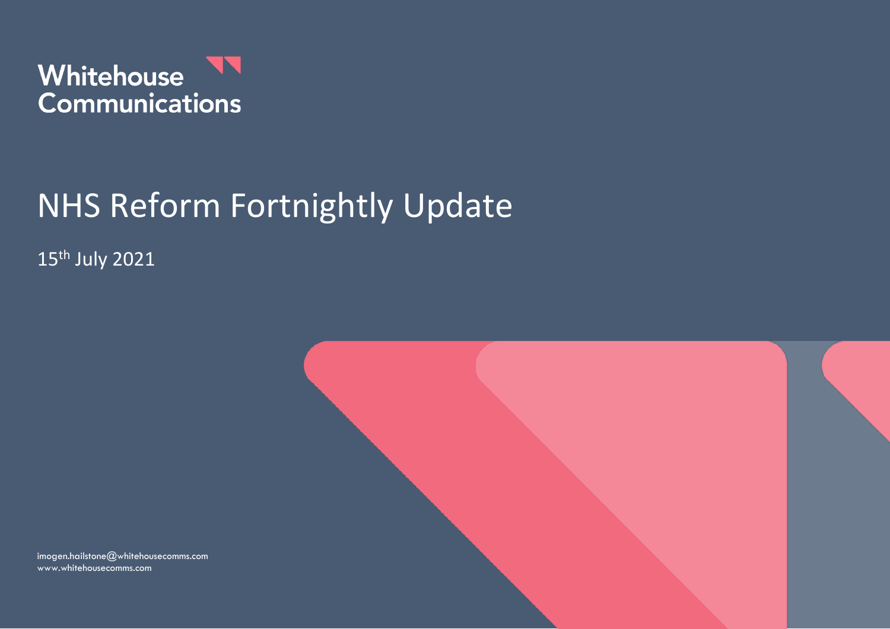Whitehouse Communications

# NHS Reform Fortnightly Update

15th July 2021

imogen.hailstone@whitehousecomms.com
www.whitehousecomms.com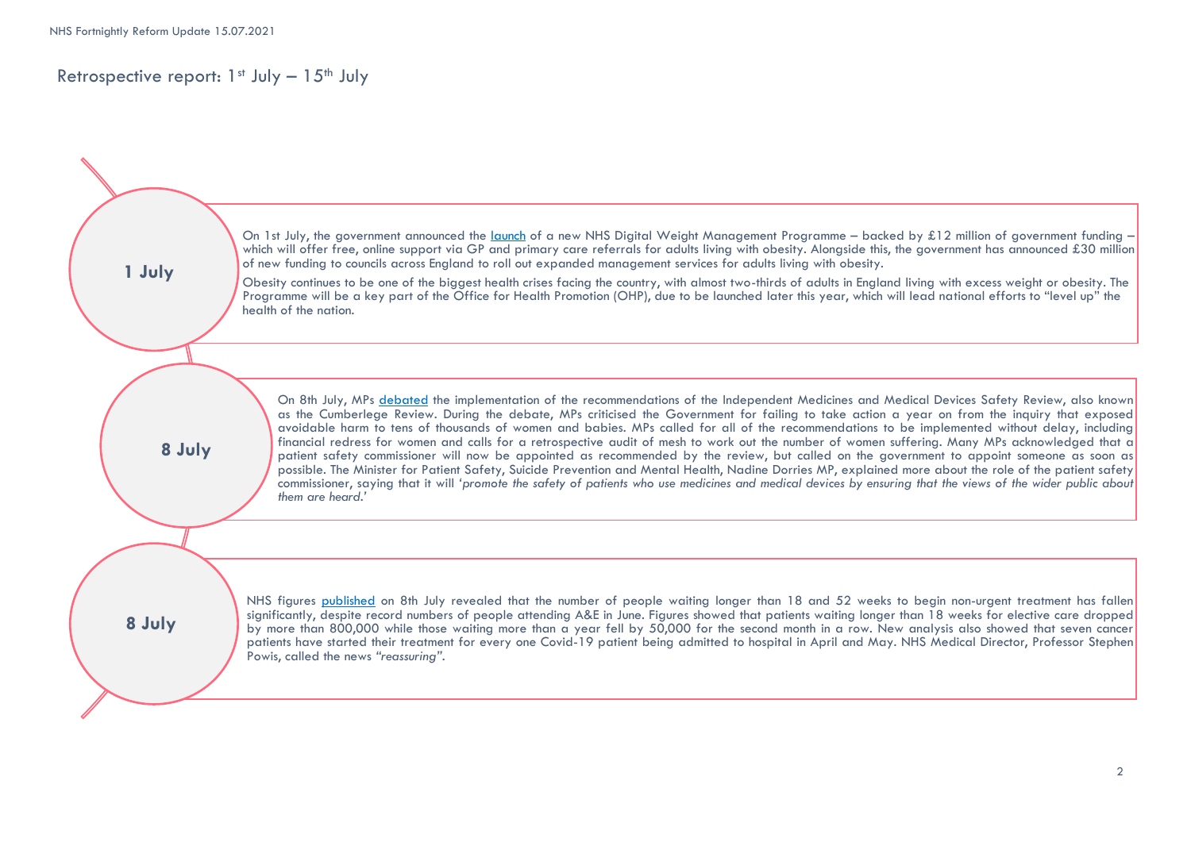# Retrospective report: 1st July – 15th July

## 1 July

On 1st July, the government announced the launch of a new NHS Digital Weight Management Programme – backed by £12 million of government funding – which will offer free, online support via GP and primary care referrals for adults living with obesity. Alongside this, the government has announced £30 million of new funding to councils across England to roll out expanded management services for adults living with obesity.

Obesity continues to be one of the biggest health crises facing the country, with almost two-thirds of adults in England living with excess weight or obesity. The Programme will be a key part of the Office for Health Promotion (OHP), due to be launched later this year, which will lead national efforts to "level up" the health of the nation.

## 8 July

On 8th July, MPs debated the implementation of the recommendations of the Independent Medicines and Medical Devices Safety Review, also known as the Cumberlege Review. During the debate, MPs criticised the Government for failing to take action a year on from the inquiry that exposed avoidable harm to tens of thousands of women and babies. MPs called for all of the recommendations to be implemented without delay, including financial redress for women and calls for a retrospective audit of mesh to work out the number of women suffering. Many MPs acknowledged that a patient safety commissioner will now be appointed as recommended by the review, but called on the government to appoint someone as soon as possible. The Minister for Patient Safety, Suicide Prevention and Mental Health, Nadine Dorries MP, explained more about the role of the patient safety commissioner, saying that it will '*promote the safety of patients who use medicines and medical devices by ensuring that the views of the wider public about them are heard.*'

## 8 July

NHS figures published on 8th July revealed that the number of people waiting longer than 18 and 52 weeks to begin non-urgent treatment has fallen significantly, despite record numbers of people attending A&E in June. Figures showed that patients waiting longer than 18 weeks for elective care dropped by more than 800,000 while those waiting more than a year fell by 50,000 for the second month in a row. New analysis also showed that seven cancer patients have started their treatment for every one Covid-19 patient being admitted to hospital in April and May. NHS Medical Director, Professor Stephen Powis, called the news *"reassuring"*.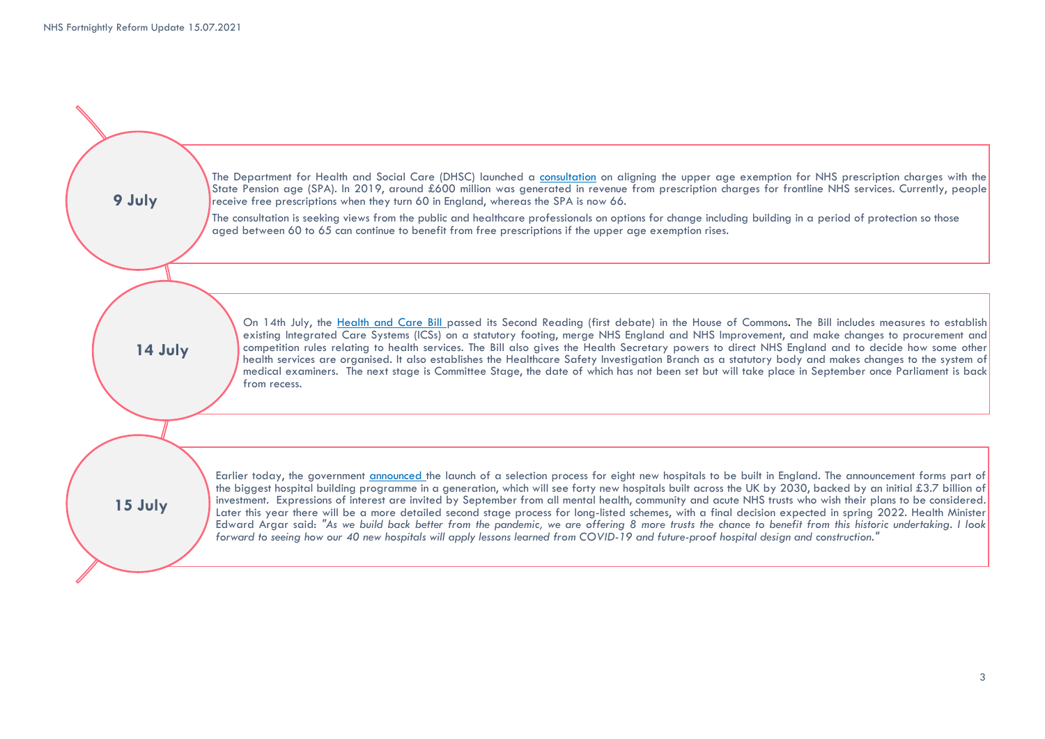## 9 July

The Department for Health and Social Care (DHSC) launched a [consultation] on aligning the upper age exemption for NHS prescription charges with the State Pension age (SPA). In 2019, around £600 million was generated in revenue from prescription charges for frontline NHS services. Currently, people receive free prescriptions when they turn 60 in England, whereas the SPA is now 66.

The consultation is seeking views from the public and healthcare professionals on options for change including building in a period of protection so those aged between 60 to 65 can continue to benefit from free prescriptions if the upper age exemption rises.

## 14 July

On 14th July, the Health and Care Bill passed its Second Reading (first debate) in the House of Commons**.** The Bill includes measures to establish existing Integrated Care Systems (ICSs) on a statutory footing, merge NHS England and NHS Improvement, and make changes to procurement and competition rules relating to health services. The Bill also gives the Health Secretary powers to direct NHS England and to decide how some other health services are organised. It also establishes the Healthcare Safety Investigation Branch as a statutory body and makes changes to the system of medical examiners. The next stage is Committee Stage, the date of which has not been set but will take place in September once Parliament is back from recess.

## 15 July

Earlier today, the government announced the launch of a selection process for eight new hospitals to be built in England. The announcement forms part of the biggest hospital building programme in a generation, which will see forty new hospitals built across the UK by 2030, backed by an initial £3.7 billion of investment. Expressions of interest are invited by September from all mental health, community and acute NHS trusts who wish their plans to be considered. Later this year there will be a more detailed second stage process for long-listed schemes, with a final decision expected in spring 2022. Health Minister Edward Argar said: *"As we build back better from the pandemic, we are offering 8 more trusts the chance to benefit from this historic undertaking. I look forward to seeing how our 40 new hospitals will apply lessons learned from COVID-19 and future-proof hospital design and construction."*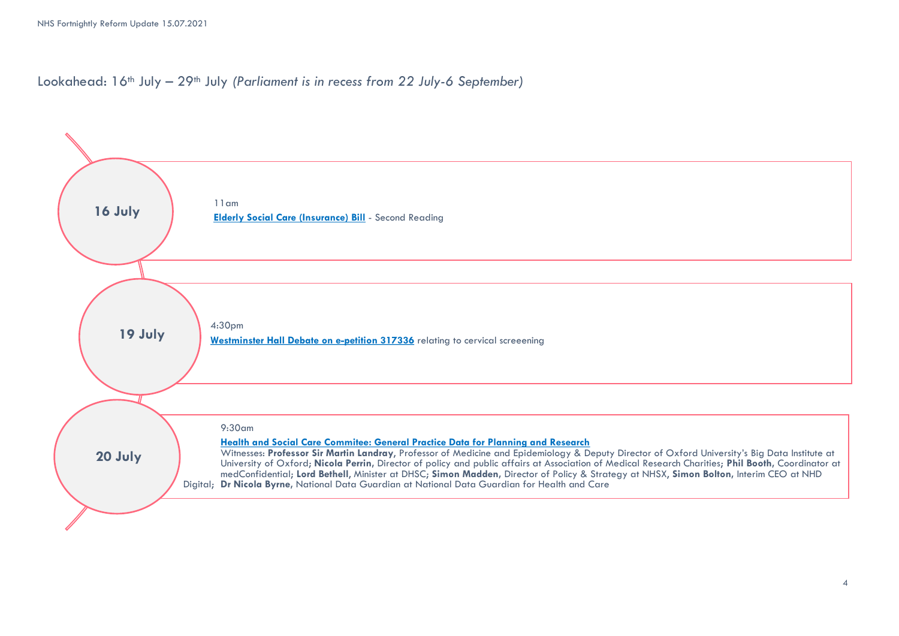# Lookahead: 16th July – 29th July *(Parliament is in recess from 22 July-6 September)*

## 16 July

11am

**Elderly Social Care (Insurance) Bill** - Second Reading

## 19 July

4:30pm

**Westminster Hall Debate on e-petition 317336** relating to cervical screeening

## 20 July

9:30am

**Health and Social Care Commitee: General Practice Data for Planning and Research**

Witnesses: **Professor Sir Martin Landray,** Professor of Medicine and Epidemiology & Deputy Director of Oxford University's Big Data Institute at University of Oxford; **Nicola Perrin,** Director of policy and public affairs at Association of Medical Research Charities; **Phil Booth,** Coordinator at medConfidential; **Lord Bethell,** Minister at DHSC; **Simon Madden,** Director of Policy & Strategy at NHSX, **Simon Bolton,** Interim CEO at NHD Digital; **Dr Nicola Byrne,** National Data Guardian at National Data Guardian for Health and Care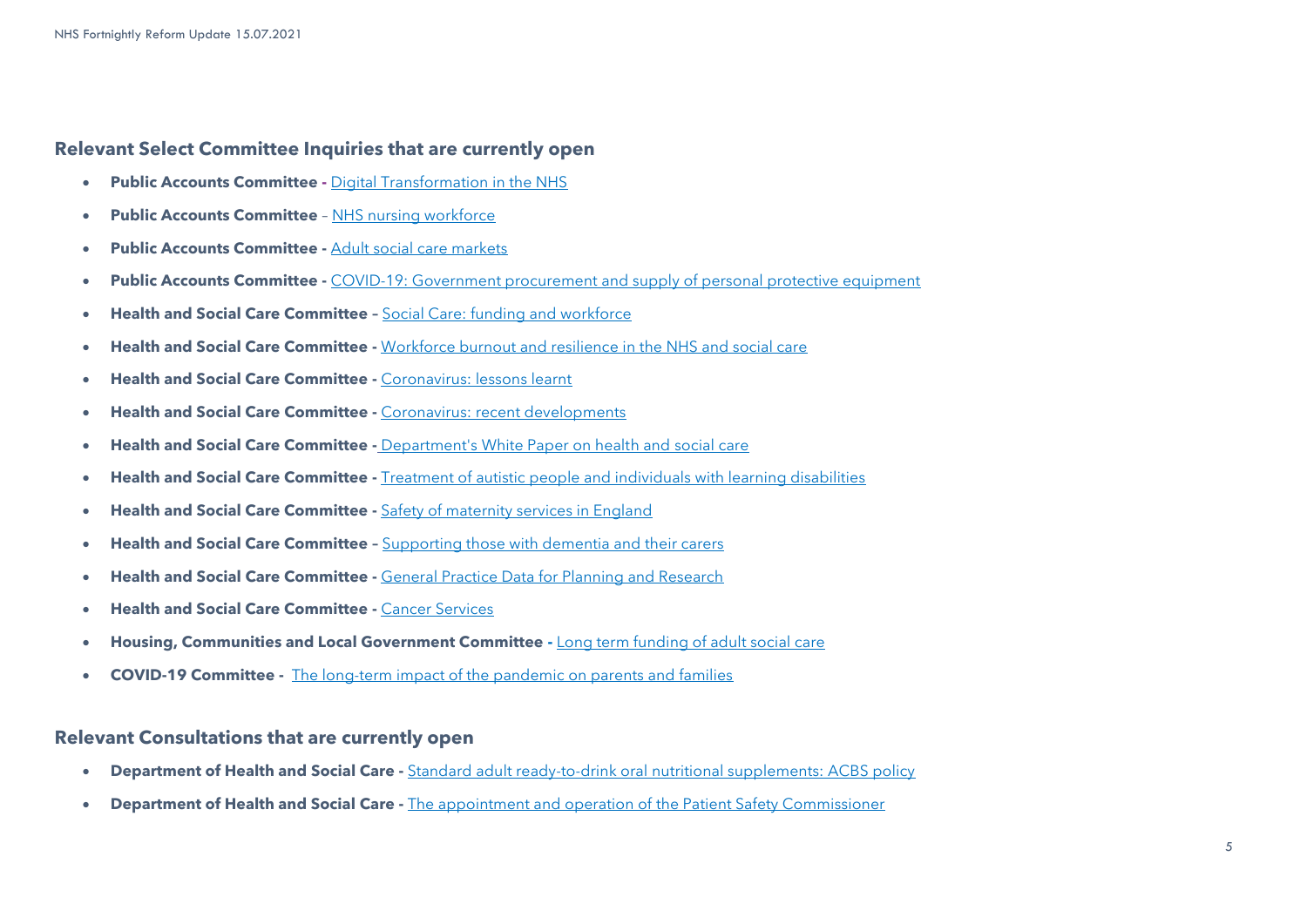## Relevant Select Committee Inquiries that are currently open

- **Public Accounts Committee -** Digital Transformation in the NHS
- **Public Accounts Committee** – NHS nursing workforce
- **Public Accounts Committee -** Adult social care markets
- **Public Accounts Committee -** COVID-19: Government procurement and supply of personal protective equipment
- **Health and Social Care Committee –** Social Care: funding and workforce
- **Health and Social Care Committee -** Workforce burnout and resilience in the NHS and social care
- **Health and Social Care Committee -** Coronavirus: lessons learnt
- **Health and Social Care Committee -** Coronavirus: recent developments
- **Health and Social Care Committee -** Department's White Paper on health and social care
- **Health and Social Care Committee -** Treatment of autistic people and individuals with learning disabilities
- **Health and Social Care Committee -** Safety of maternity services in England
- **Health and Social Care Committee –** Supporting those with dementia and their carers
- **Health and Social Care Committee -** General Practice Data for Planning and Research
- **Health and Social Care Committee -** Cancer Services
- **Housing, Communities and Local Government Committee -** Long term funding of adult social care
- **COVID-19 Committee -** The long-term impact of the pandemic on parents and families

## Relevant Consultations that are currently open

- **Department of Health and Social Care -** Standard adult ready-to-drink oral nutritional supplements: ACBS policy
- **Department of Health and Social Care -** The appointment and operation of the Patient Safety Commissioner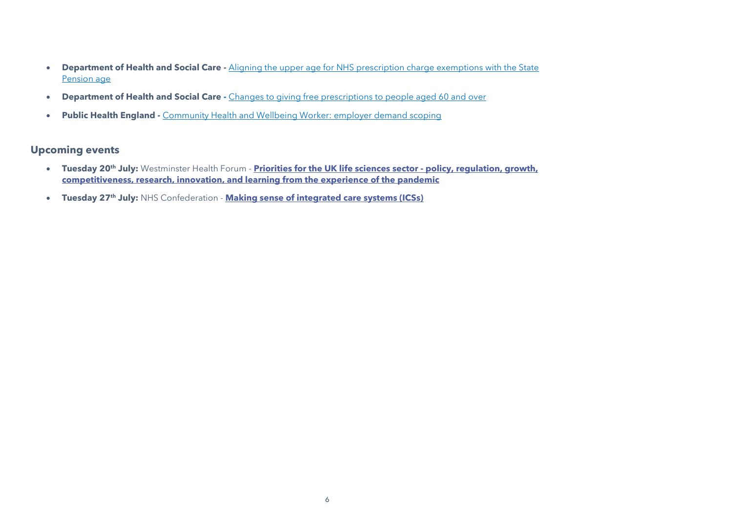- **Department of Health and Social Care -** Aligning the upper age for NHS prescription charge exemptions with the State Pension age
- **Department of Health and Social Care -** Changes to giving free prescriptions to people aged 60 and over
- **Public Health England -** Community Health and Wellbeing Worker: employer demand scoping

## Upcoming events

- **Tuesday 20th July:** Westminster Health Forum - **Priorities for the UK life sciences sector - policy, regulation, growth, competitiveness, research, innovation, and learning from the experience of the pandemic**
- **Tuesday 27th July:** NHS Confederation - **Making sense of integrated care systems (ICSs)**